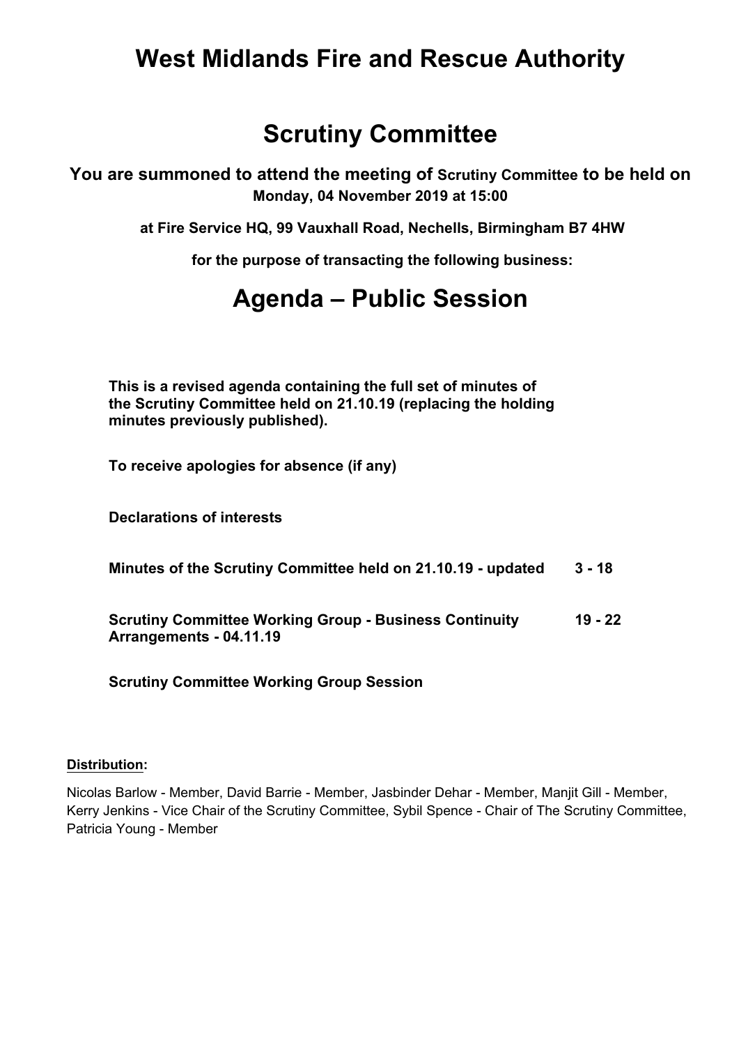# West Midlands Fire and Rescue Authority

# Scrutiny Committee

**You are summoned to attend the meeting of Scrutiny Committee to be held on Monday, 04 November 2019 at 15:00**

**at Fire Service HQ, 99 Vauxhall Road, Nechells, Birmingham B7 4HW**

**for the purpose of transacting the following business:**

# Agenda – Public Session

**This is a revised agenda containing the full set of minutes of the Scrutiny Committee held on 21.10.19 (replacing the holding minutes previously published).**

**To receive apologies for absence (if any)**

**Declarations of interests**

| | |
|---|---|
| **Minutes of the Scrutiny Committee held on 21.10.19 - updated** | **3 - 18** |
| **Scrutiny Committee Working Group - Business Continuity Arrangements - 04.11.19** | **19 - 22** |

**Scrutiny Committee Working Group Session**

**Distribution:**

Nicolas Barlow - Member, David Barrie - Member, Jasbinder Dehar - Member, Manjit Gill - Member, Kerry Jenkins - Vice Chair of the Scrutiny Committee, Sybil Spence - Chair of The Scrutiny Committee, Patricia Young - Member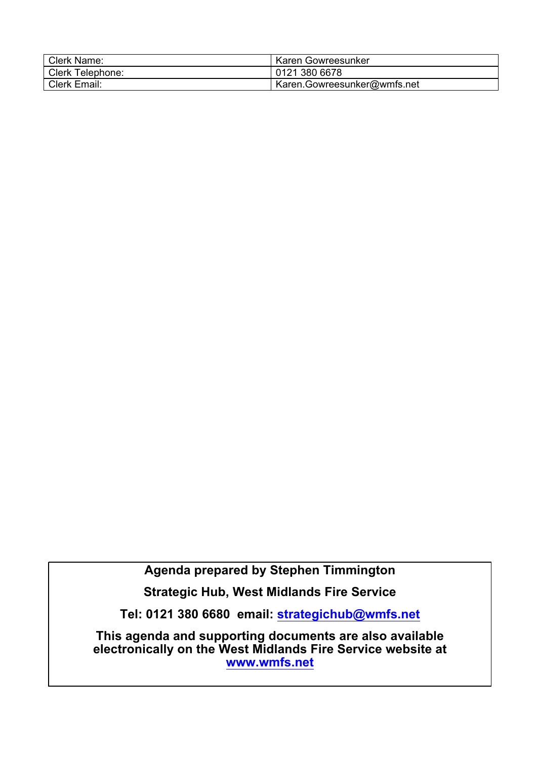| | |
|---|---|
| Clerk Name: | Karen Gowreesunker |
| Clerk Telephone: | 0121 380 6678 |
| Clerk Email: | Karen.Gowreesunker@wmfs.net |

**Agenda prepared by Stephen Timmington**

**Strategic Hub, West Midlands Fire Service**

**Tel: 0121 380 6680 email: strategichub@wmfs.net**

**This agenda and supporting documents are also available electronically on the West Midlands Fire Service website at www.wmfs.net**